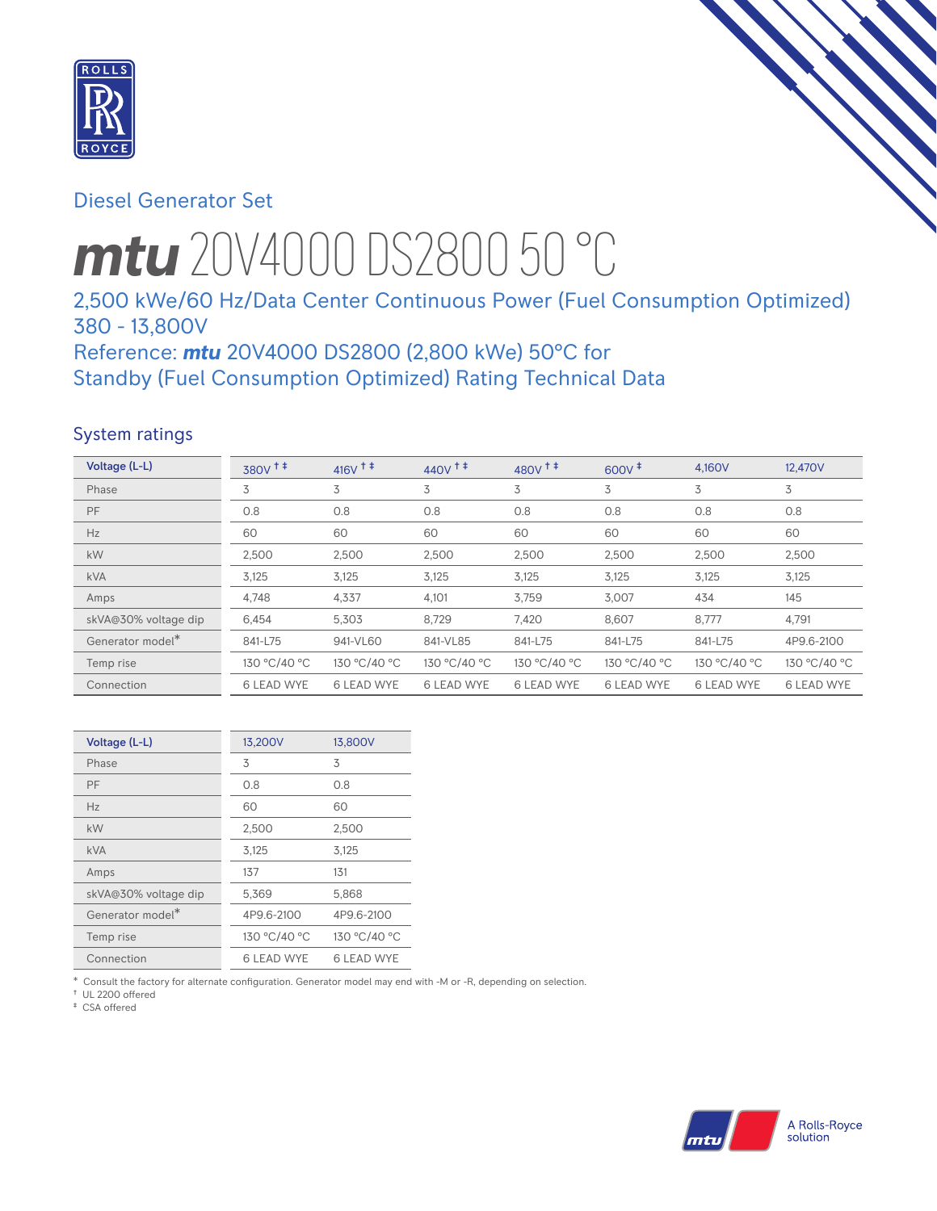Diesel Generator Set

# *mtu* 20V4000 DS2800 50 °C

2,500 kWe/60 Hz/Data Center Continuous Power (Fuel Consumption Optimized)
380 - 13,800V
Reference: ***mtu*** 20V4000 DS2800 (2,800 kWe) 50°C for
Standby (Fuel Consumption Optimized) Rating Technical Data

## System ratings

| Voltage (L-L) | 380V † ‡ | 416V † ‡ | 440V † ‡ | 480V † ‡ | 600V ‡ | 4,160V | 12,470V |
|---|---|---|---|---|---|---|---|
| Phase | 3 | 3 | 3 | 3 | 3 | 3 | 3 |
| PF | 0.8 | 0.8 | 0.8 | 0.8 | 0.8 | 0.8 | 0.8 |
| Hz | 60 | 60 | 60 | 60 | 60 | 60 | 60 |
| kW | 2,500 | 2,500 | 2,500 | 2,500 | 2,500 | 2,500 | 2,500 |
| kVA | 3,125 | 3,125 | 3,125 | 3,125 | 3,125 | 3,125 | 3,125 |
| Amps | 4,748 | 4,337 | 4,101 | 3,759 | 3,007 | 434 | 145 |
| skVA@30% voltage dip | 6,454 | 5,303 | 8,729 | 7,420 | 8,607 | 8,777 | 4,791 |
| Generator model* | 841-L75 | 941-VL60 | 841-VL85 | 841-L75 | 841-L75 | 841-L75 | 4P9.6-2100 |
| Temp rise | 130 °C/40 °C | 130 °C/40 °C | 130 °C/40 °C | 130 °C/40 °C | 130 °C/40 °C | 130 °C/40 °C | 130 °C/40 °C |
| Connection | 6 LEAD WYE | 6 LEAD WYE | 6 LEAD WYE | 6 LEAD WYE | 6 LEAD WYE | 6 LEAD WYE | 6 LEAD WYE |

| Voltage (L-L) | 13,200V | 13,800V |
|---|---|---|
| Phase | 3 | 3 |
| PF | 0.8 | 0.8 |
| Hz | 60 | 60 |
| kW | 2,500 | 2,500 |
| kVA | 3,125 | 3,125 |
| Amps | 137 | 131 |
| skVA@30% voltage dip | 5,369 | 5,868 |
| Generator model* | 4P9.6-2100 | 4P9.6-2100 |
| Temp rise | 130 °C/40 °C | 130 °C/40 °C |
| Connection | 6 LEAD WYE | 6 LEAD WYE |

\* Consult the factory for alternate configuration. Generator model may end with -M or -R, depending on selection.
† UL 2200 offered
‡ CSA offered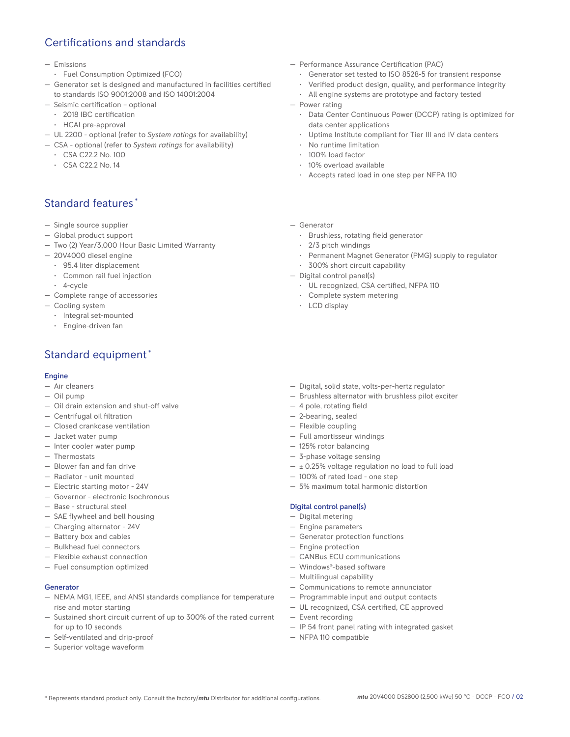## Certifications and standards

- Emissions
  - Fuel Consumption Optimized (FCO)
- Generator set is designed and manufactured in facilities certified to standards ISO 9001:2008 and ISO 14001:2004
- Seismic certification – optional
  - 2018 IBC certification
  - HCAI pre-approval
- UL 2200 - optional (refer to *System ratings* for availability)
- CSA - optional (refer to *System ratings* for availability)
  - CSA C22.2 No. 100
  - CSA C22.2 No. 14
- Performance Assurance Certification (PAC)
  - Generator set tested to ISO 8528-5 for transient response
  - Verified product design, quality, and performance integrity
  - All engine systems are prototype and factory tested
- Power rating
  - Data Center Continuous Power (DCCP) rating is optimized for data center applications
  - Uptime Institute compliant for Tier III and IV data centers
  - No runtime limitation
  - 100% load factor
  - 10% overload available
  - Accepts rated load in one step per NFPA 110

## Standard features*

- Single source supplier
- Global product support
- Two (2) Year/3,000 Hour Basic Limited Warranty
- 20V4000 diesel engine
  - 95.4 liter displacement
  - Common rail fuel injection
  - 4-cycle
- Complete range of accessories
- Cooling system
  - Integral set-mounted
  - Engine-driven fan
- Generator
  - Brushless, rotating field generator
  - 2/3 pitch windings
  - Permanent Magnet Generator (PMG) supply to regulator
  - 300% short circuit capability
- Digital control panel(s)
  - UL recognized, CSA certified, NFPA 110
  - Complete system metering
  - LCD display

## Standard equipment*

### Engine

- Air cleaners
- Oil pump
- Oil drain extension and shut-off valve
- Centrifugal oil filtration
- Closed crankcase ventilation
- Jacket water pump
- Inter cooler water pump
- Thermostats
- Blower fan and fan drive
- Radiator - unit mounted
- Electric starting motor - 24V
- Governor - electronic Isochronous
- Base - structural steel
- SAE flywheel and bell housing
- Charging alternator - 24V
- Battery box and cables
- Bulkhead fuel connectors
- Flexible exhaust connection
- Fuel consumption optimized

### Generator

- NEMA MG1, IEEE, and ANSI standards compliance for temperature rise and motor starting
- Sustained short circuit current of up to 300% of the rated current for up to 10 seconds
- Self-ventilated and drip-proof
- Superior voltage waveform
- Digital, solid state, volts-per-hertz regulator
- Brushless alternator with brushless pilot exciter
- 4 pole, rotating field
- 2-bearing, sealed
- Flexible coupling
- Full amortisseur windings
- 125% rotor balancing
- 3-phase voltage sensing
- ± 0.25% voltage regulation no load to full load
- 100% of rated load - one step
- 5% maximum total harmonic distortion

### Digital control panel(s)

- Digital metering
- Engine parameters
- Generator protection functions
- Engine protection
- CANBus ECU communications
- Windows®-based software
- Multilingual capability
- Communications to remote annunciator
- Programmable input and output contacts
- UL recognized, CSA certified, CE approved
- Event recording
- IP 54 front panel rating with integrated gasket
- NFPA 110 compatible

* Represents standard product only. Consult the factory/*mtu* Distributor for additional configurations.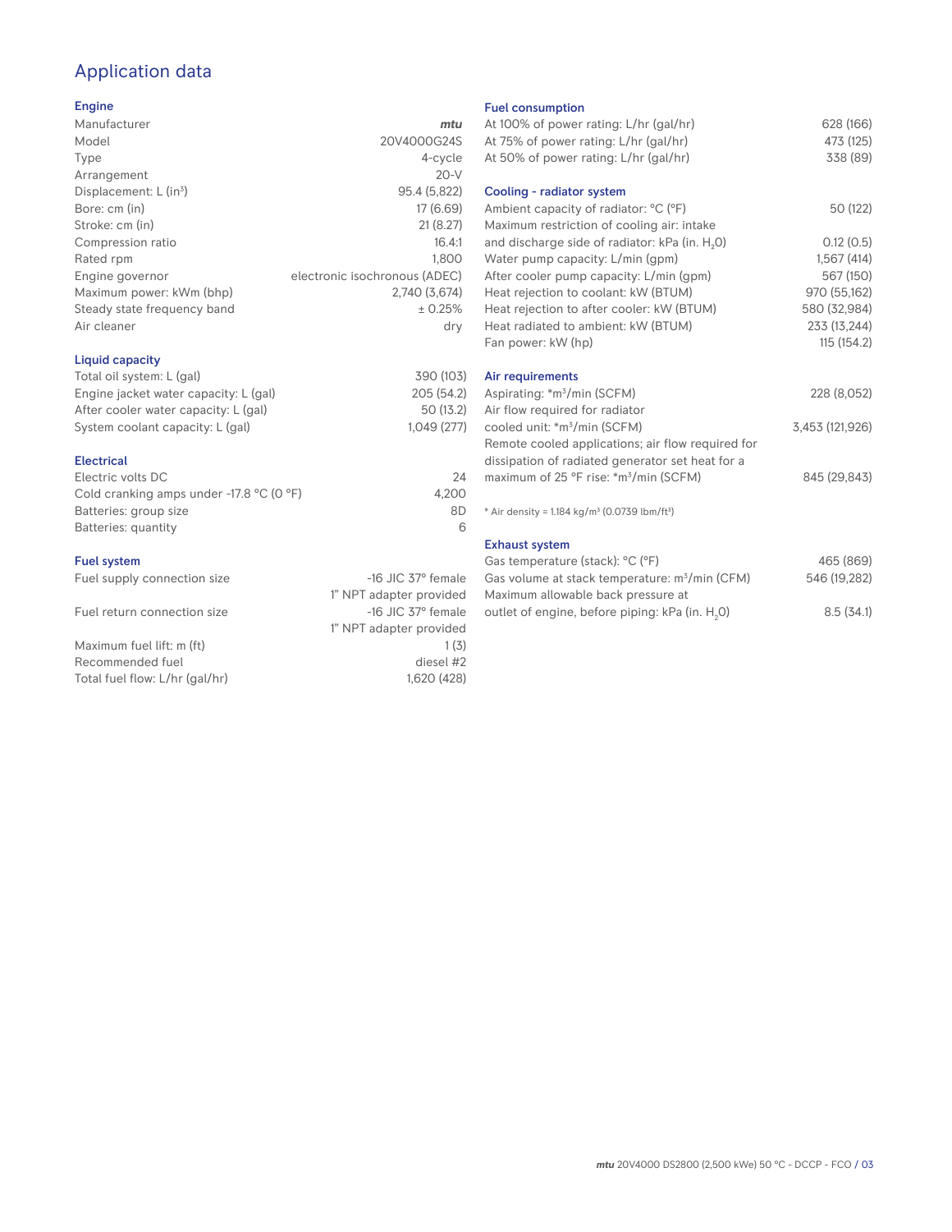# Application data

## Engine

| | |
|---|---|
| Manufacturer | *mtu* |
| Model | 20V4000G24S |
| Type | 4-cycle |
| Arrangement | 20-V |
| Displacement: L ($in^3$) | 95.4 (5,822) |
| Bore: cm (in) | 17 (6.69) |
| Stroke: cm (in) | 21 (8.27) |
| Compression ratio | 16.4:1 |
| Rated rpm | 1,800 |
| Engine governor | electronic isochronous (ADEC) |
| Maximum power: kWm (bhp) | 2,740 (3,674) |
| Steady state frequency band | ± 0.25% |
| Air cleaner | dry |

## Liquid capacity

| | |
|---|---|
| Total oil system: L (gal) | 390 (103) |
| Engine jacket water capacity: L (gal) | 205 (54.2) |
| After cooler water capacity: L (gal) | 50 (13.2) |
| System coolant capacity: L (gal) | 1,049 (277) |

## Electrical

| | |
|---|---|
| Electric volts DC | 24 |
| Cold cranking amps under -17.8 °C (0 °F) | 4,200 |
| Batteries: group size | 8D |
| Batteries: quantity | 6 |

## Fuel system

| | |
|---|---|
| Fuel supply connection size | -16 JIC 37° female<br>1" NPT adapter provided |
| Fuel return connection size | -16 JIC 37° female<br>1" NPT adapter provided |
| Maximum fuel lift: m (ft) | 1 (3) |
| Recommended fuel | diesel #2 |
| Total fuel flow: L/hr (gal/hr) | 1,620 (428) |

## Fuel consumption

| | |
|---|---|
| At 100% of power rating: L/hr (gal/hr) | 628 (166) |
| At 75% of power rating: L/hr (gal/hr) | 473 (125) |
| At 50% of power rating: L/hr (gal/hr) | 338 (89) |

## Cooling - radiator system

| | |
|---|---|
| Ambient capacity of radiator: °C (°F) | 50 (122) |
| Maximum restriction of cooling air: intake and discharge side of radiator: kPa (in. $H_2O$) | 0.12 (0.5) |
| Water pump capacity: L/min (gpm) | 1,567 (414) |
| After cooler pump capacity: L/min (gpm) | 567 (150) |
| Heat rejection to coolant: kW (BTUM) | 970 (55,162) |
| Heat rejection to after cooler: kW (BTUM) | 580 (32,984) |
| Heat radiated to ambient: kW (BTUM) | 233 (13,244) |
| Fan power: kW (hp) | 115 (154.2) |

## Air requirements

| | |
|---|---|
| Aspirating: *$m^3$/min (SCFM) | 228 (8,052) |
| Air flow required for radiator cooled unit: *$m^3$/min (SCFM) | 3,453 (121,926) |
| Remote cooled applications; air flow required for dissipation of radiated generator set heat for a maximum of 25 °F rise: *$m^3$/min (SCFM) | 845 (29,843) |

\* Air density = 1.184 kg/$m^3$ (0.0739 lbm/$ft^3$)

## Exhaust system

| | |
|---|---|
| Gas temperature (stack): °C (°F) | 465 (869) |
| Gas volume at stack temperature: $m^3$/min (CFM) | 546 (19,282) |
| Maximum allowable back pressure at outlet of engine, before piping: kPa (in. $H_2O$) | 8.5 (34.1) |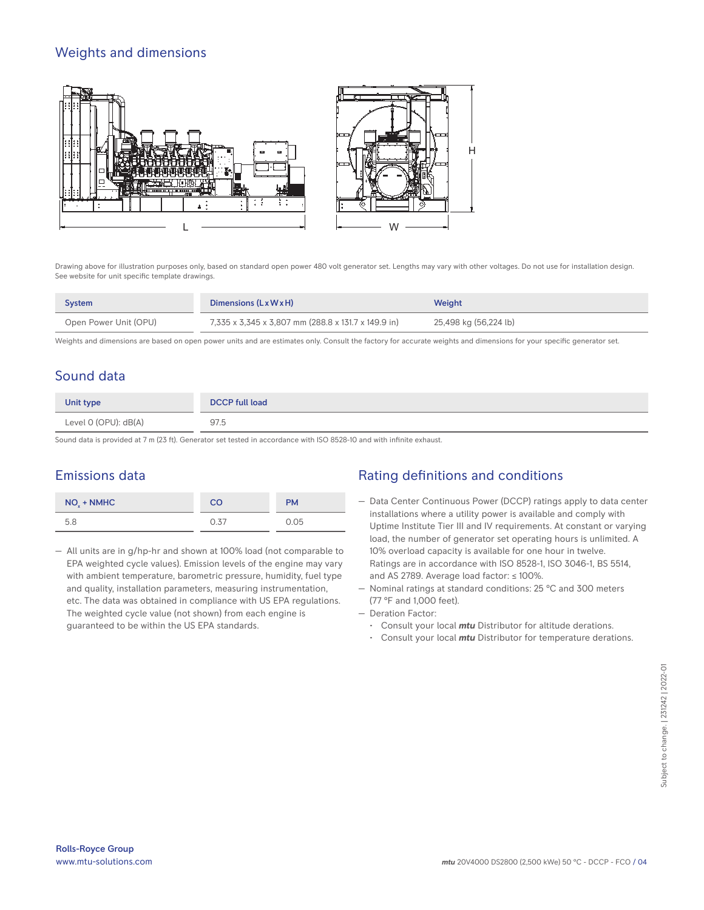## Weights and dimensions

L

W

H

Drawing above for illustration purposes only, based on standard open power 480 volt generator set. Lengths may vary with other voltages. Do not use for installation design. See website for unit specific template drawings.

| System | Dimensions (L x W x H) | Weight |
|---|---|---|
| Open Power Unit (OPU) | 7,335 x 3,345 x 3,807 mm (288.8 x 131.7 x 149.9 in) | 25,498 kg (56,224 lb) |

Weights and dimensions are based on open power units and are estimates only. Consult the factory for accurate weights and dimensions for your specific generator set.

## Sound data

| Unit type | DCCP full load |
|---|---|
| Level 0 (OPU): dB(A) | 97.5 |

Sound data is provided at 7 m (23 ft). Generator set tested in accordance with ISO 8528-10 and with infinite exhaust.

## Emissions data

| $NO_x$ + NMHC | CO | PM |
|---|---|---|
| 5.8 | 0.37 | 0.05 |

— All units are in g/hp-hr and shown at 100% load (not comparable to EPA weighted cycle values). Emission levels of the engine may vary with ambient temperature, barometric pressure, humidity, fuel type and quality, installation parameters, measuring instrumentation, etc. The data was obtained in compliance with US EPA regulations. The weighted cycle value (not shown) from each engine is guaranteed to be within the US EPA standards.

## Rating definitions and conditions

— Data Center Continuous Power (DCCP) ratings apply to data center installations where a utility power is available and comply with Uptime Institute Tier III and IV requirements. At constant or varying load, the number of generator set operating hours is unlimited. A 10% overload capacity is available for one hour in twelve. Ratings are in accordance with ISO 8528-1, ISO 3046-1, BS 5514, and AS 2789. Average load factor: ≤ 100%.

— Nominal ratings at standard conditions: 25 °C and 300 meters (77 °F and 1,000 feet).

— Deration Factor:
- Consult your local ***mtu*** Distributor for altitude derations.
- Consult your local ***mtu*** Distributor for temperature derations.

Subject to change. | 231242 | 2022-01

**Rolls-Royce Group**
www.mtu-solutions.com

***mtu*** 20V4000 DS2800 (2,500 kWe) 50 °C - DCCP - FCO